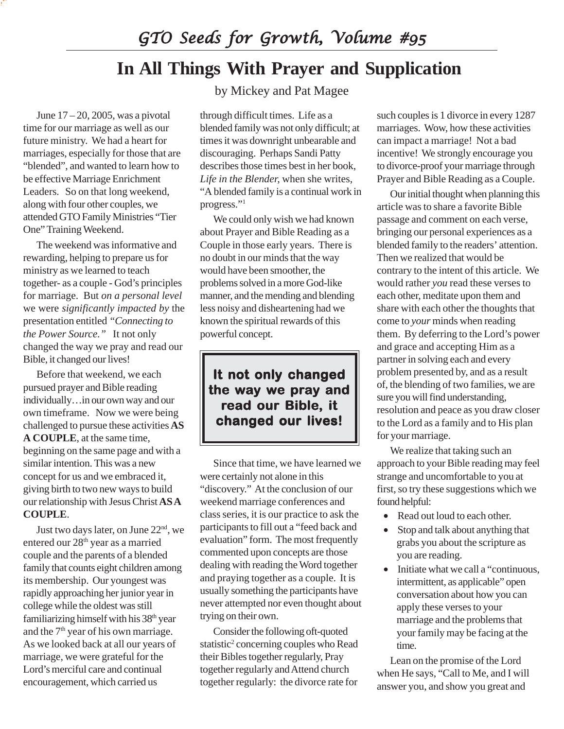## GTO Seeds for Growth, Volume #95

# In All Things With Prayer and Supplication

by Mickey and Pat Magee

June 17 – 20, 2005, was a pivotal time for our marriage as well as our future ministry. We had a heart for marriages, especially for those that are "blended", and wanted to learn how to be effective Marriage Enrichment Leaders. So on that long weekend, along with four other couples, we attended GTO Family Ministries "Tier One" Training Weekend.

The weekend was informative and rewarding, helping to prepare us for ministry as we learned to teach together- as a couple - God's principles for marriage. But *on a personal level* we were *significantly impacted by* the presentation entitled *"Connecting to the Power Source."* It not only changed the way we pray and read our Bible, it changed our lives!

Before that weekend, we each pursued prayer and Bible reading individually…in our own way and our own timeframe. Now we were being challenged to pursue these activities **AS A COUPLE**, at the same time, beginning on the same page and with a similar intention. This was a new concept for us and we embraced it, giving birth to two new ways to build our relationship with Jesus Christ **AS A COUPLE**.

Just two days later, on June 22nd, we entered our 28th year as a married couple and the parents of a blended family that counts eight children among its membership. Our youngest was rapidly approaching her junior year in college while the oldest was still familiarizing himself with his 38th year and the 7th year of his own marriage. As we looked back at all our years of marriage, we were grateful for the Lord's merciful care and continual encouragement, which carried us through difficult times. Life as a blended family was not only difficult; at times it was downright unbearable and discouraging. Perhaps Sandi Patty describes those times best in her book, *Life in the Blender*, when she writes, "A blended family is a continual work in progress."[1]

We could only wish we had known about Prayer and Bible Reading as a Couple in those early years. There is no doubt in our minds that the way would have been smoother, the problems solved in a more God-like manner, and the mending and blending less noisy and disheartening had we known the spiritual rewards of this powerful concept.

> **It not only changed the way we pray and read our Bible, it changed our lives!**

Since that time, we have learned we were certainly not alone in this "discovery." At the conclusion of our weekend marriage conferences and class series, it is our practice to ask the participants to fill out a "feed back and evaluation" form. The most frequently commented upon concepts are those dealing with reading the Word together and praying together as a couple. It is usually something the participants have never attempted nor even thought about trying on their own.

Consider the following oft-quoted statistic[2] concerning couples who Read their Bibles together regularly, Pray together regularly and Attend church together regularly: the divorce rate for such couples is 1 divorce in every 1287 marriages. Wow, how these activities can impact a marriage! Not a bad incentive! We strongly encourage you to divorce-proof your marriage through Prayer and Bible Reading as a Couple.

Our initial thought when planning this article was to share a favorite Bible passage and comment on each verse, bringing our personal experiences as a blended family to the readers' attention. Then we realized that would be contrary to the intent of this article. We would rather *you* read these verses to each other, meditate upon them and share with each other the thoughts that come to *your* minds when reading them. By deferring to the Lord's power and grace and accepting Him as a partner in solving each and every problem presented by, and as a result of, the blending of two families, we are sure you will find understanding, resolution and peace as you draw closer to the Lord as a family and to His plan for your marriage.

We realize that taking such an approach to your Bible reading may feel strange and uncomfortable to you at first, so try these suggestions which we found helpful:

- Read out loud to each other.
- Stop and talk about anything that grabs you about the scripture as you are reading.
- Initiate what we call a "continuous, intermittent, as applicable" open conversation about how you can apply these verses to your marriage and the problems that your family may be facing at the time.

Lean on the promise of the Lord when He says, "Call to Me, and I will answer you, and show you great and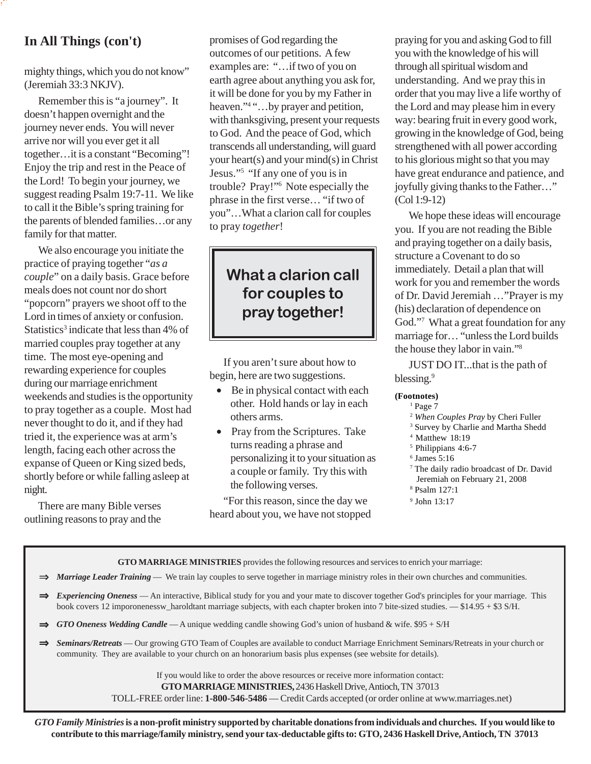## In All Things (con't)

mighty things, which you do not know" (Jeremiah 33:3 NKJV).

Remember this is "a journey". It doesn't happen overnight and the journey never ends. You will never arrive nor will you ever get it all together…it is a constant "Becoming"! Enjoy the trip and rest in the Peace of the Lord! To begin your journey, we suggest reading Psalm 19:7-11. We like to call it the Bible's spring training for the parents of blended families…or any family for that matter.

We also encourage you initiate the practice of praying together "*as a couple*" on a daily basis. Grace before meals does not count nor do short "popcorn" prayers we shoot off to the Lord in times of anxiety or confusion. Statistics[3] indicate that less than 4% of married couples pray together at any time. The most eye-opening and rewarding experience for couples during our marriage enrichment weekends and studies is the opportunity to pray together as a couple. Most had never thought to do it, and if they had tried it, the experience was at arm's length, facing each other across the expanse of Queen or King sized beds, shortly before or while falling asleep at night.

There are many Bible verses outlining reasons to pray and the promises of God regarding the outcomes of our petitions. A few examples are: "…if two of you on earth agree about anything you ask for, it will be done for you by my Father in heaven."[4] "…by prayer and petition, with thanksgiving, present your requests to God. And the peace of God, which transcends all understanding, will guard your heart(s) and your mind(s) in Christ Jesus."[5] "If any one of you is in trouble? Pray!"[6] Note especially the phrase in the first verse… "if two of you"…What a clarion call for couples to pray *together*!

**What a clarion call for couples to pray together!**

If you aren't sure about how to begin, here are two suggestions.

- Be in physical contact with each other. Hold hands or lay in each others arms.
- Pray from the Scriptures. Take turns reading a phrase and personalizing it to your situation as a couple or family. Try this with the following verses.

"For this reason, since the day we heard about you, we have not stopped praying for you and asking God to fill you with the knowledge of his will through all spiritual wisdom and understanding. And we pray this in order that you may live a life worthy of the Lord and may please him in every way: bearing fruit in every good work, growing in the knowledge of God, being strengthened with all power according to his glorious might so that you may have great endurance and patience, and joyfully giving thanks to the Father…" (Col 1:9-12)

We hope these ideas will encourage you. If you are not reading the Bible and praying together on a daily basis, structure a Covenant to do so immediately. Detail a plan that will work for you and remember the words of Dr. David Jeremiah …"Prayer is my (his) declaration of dependence on God."[7] What a great foundation for any marriage for… "unless the Lord builds the house they labor in vain."[8]

JUST DO IT...that is the path of blessing.[9]

**(Footnotes)**

[1] Page 7
[2] *When Couples Pray* by Cheri Fuller
[3] Survey by Charlie and Martha Shedd
[4] Matthew 18:19
[5] Philippians 4:6-7
[6] James 5:16
[7] The daily radio broadcast of Dr. David Jeremiah on February 21, 2008
[8] Psalm 127:1
[9] John 13:17

---

**GTO MARRIAGE MINISTRIES** provides the following resources and services to enrich your marriage:

⇒ ***Marriage Leader Training*** — We train lay couples to serve together in marriage ministry roles in their own churches and communities.

⇒ ***Experiencing Oneness*** — An interactive, Biblical study for you and your mate to discover together God's principles for your marriage. This book covers 12 imporonenessw_haroldtant marriage subjects, with each chapter broken into 7 bite-sized studies. — $14.95 + $3 S/H.

⇒ ***GTO Oneness Wedding Candle*** — A unique wedding candle showing God's union of husband & wife. $95 + S/H

⇒ ***Seminars/Retreats*** — Our growing GTO Team of Couples are available to conduct Marriage Enrichment Seminars/Retreats in your church or community. They are available to your church on an honorarium basis plus expenses (see website for details).

If you would like to order the above resources or receive more information contact:
**GTO MARRIAGE MINISTRIES,** 2436 Haskell Drive, Antioch, TN 37013
TOLL-FREE order line: **1-800-546-5486** — Credit Cards accepted (or order online at www.marriages.net)

***GTO Family Ministries* is a non-profit ministry supported by charitable donations from individuals and churches. If you would like to contribute to this marriage/family ministry, send your tax-deductable gifts to: GTO, 2436 Haskell Drive, Antioch, TN 37013**